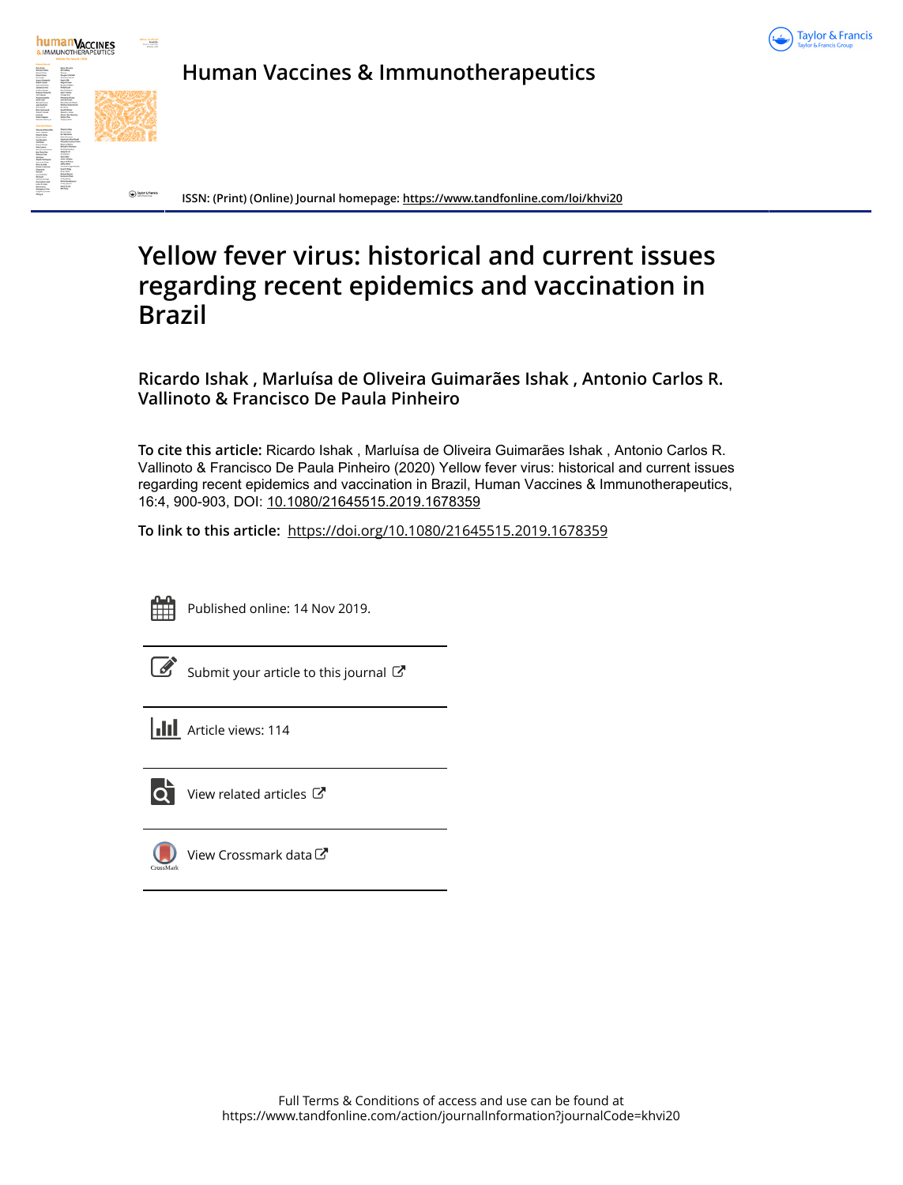Human Vaccines & Immunotherapeutics

ISSN: (Print) (Online) Journal homepage: https://www.tandfonline.com/loi/khvi20

# Yellow fever virus: historical and current issues regarding recent epidemics and vaccination in Brazil

**Ricardo Ishak , Marluísa de Oliveira Guimarães Ishak , Antonio Carlos R. Vallinoto & Francisco De Paula Pinheiro**

**To cite this article:** Ricardo Ishak , Marluísa de Oliveira Guimarães Ishak , Antonio Carlos R. Vallinoto & Francisco De Paula Pinheiro (2020) Yellow fever virus: historical and current issues regarding recent epidemics and vaccination in Brazil, Human Vaccines & Immunotherapeutics, 16:4, 900-903, DOI: 10.1080/21645515.2019.1678359

**To link to this article:** https://doi.org/10.1080/21645515.2019.1678359

Published online: 14 Nov 2019.

Submit your article to this journal

Article views: 114

View related articles

View Crossmark data

Full Terms & Conditions of access and use can be found at https://www.tandfonline.com/action/journalInformation?journalCode=khvi20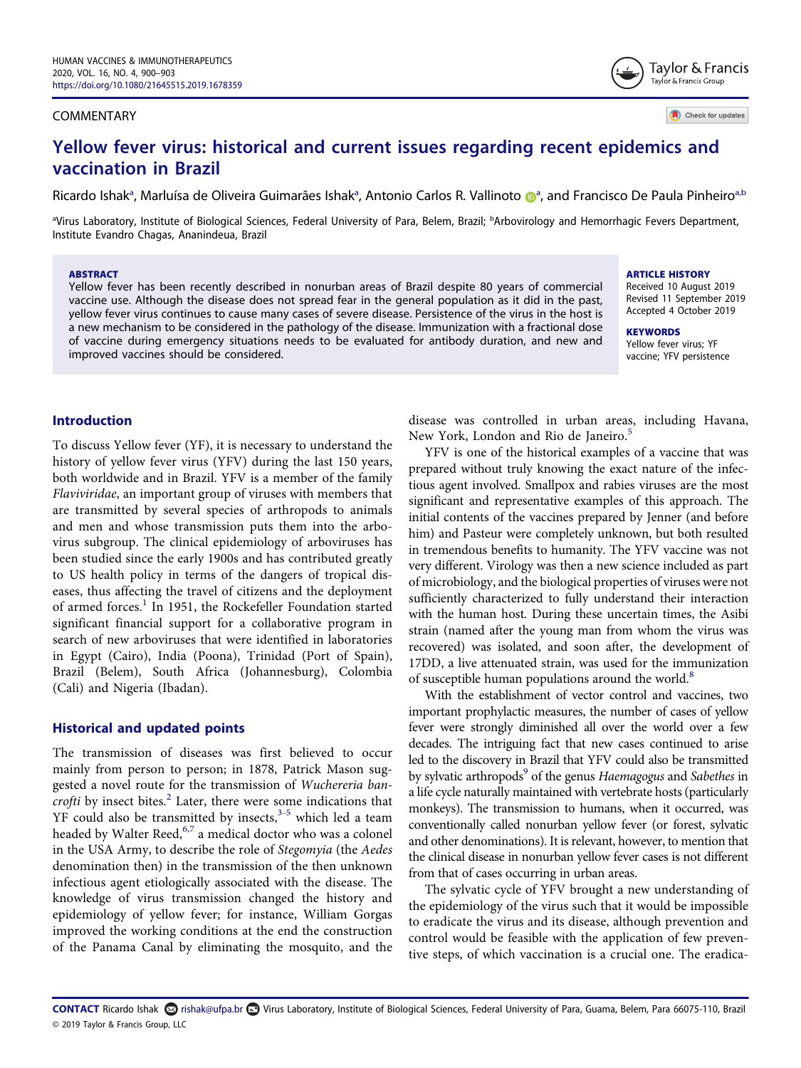# Yellow fever virus: historical and current issues regarding recent epidemics and vaccination in Brazil

Ricardo Ishak[a], Marluísa de Oliveira Guimarães Ishak[a], Antonio Carlos R. Vallinoto[a], and Francisco De Paula Pinheiro[a,b]

[a]Virus Laboratory, Institute of Biological Sciences, Federal University of Para, Belem, Brazil; [b]Arbovirology and Hemorrhagic Fevers Department, Institute Evandro Chagas, Ananindeua, Brazil

COMMENTARY

**ABSTRACT**

Yellow fever has been recently described in nonurban areas of Brazil despite 80 years of commercial vaccine use. Although the disease does not spread fear in the general population as it did in the past, yellow fever virus continues to cause many cases of severe disease. Persistence of the virus in the host is a new mechanism to be considered in the pathology of the disease. Immunization with a fractional dose of vaccine during emergency situations needs to be evaluated for antibody duration, and new and improved vaccines should be considered.

**ARTICLE HISTORY**

Received 10 August 2019
Revised 11 September 2019
Accepted 4 October 2019

**KEYWORDS**

Yellow fever virus; YF vaccine; YFV persistence

## Introduction

To discuss Yellow fever (YF), it is necessary to understand the history of yellow fever virus (YFV) during the last 150 years, both worldwide and in Brazil. YFV is a member of the family *Flaviviridae*, an important group of viruses with members that are transmitted by several species of arthropods to animals and men and whose transmission puts them into the arbovirus subgroup. The clinical epidemiology of arboviruses has been studied since the early 1900s and has contributed greatly to US health policy in terms of the dangers of tropical diseases, thus affecting the travel of citizens and the deployment of armed forces.[1] In 1951, the Rockefeller Foundation started significant financial support for a collaborative program in search of new arboviruses that were identified in laboratories in Egypt (Cairo), India (Poona), Trinidad (Port of Spain), Brazil (Belem), South Africa (Johannesburg), Colombia (Cali) and Nigeria (Ibadan).

## Historical and updated points

The transmission of diseases was first believed to occur mainly from person to person; in 1878, Patrick Mason suggested a novel route for the transmission of *Wuchereria bancrofti* by insect bites.[2] Later, there were some indications that YF could also be transmitted by insects,[3–5] which led a team headed by Walter Reed,[6,7] a medical doctor who was a colonel in the USA Army, to describe the role of *Stegomyia* (the *Aedes* denomination then) in the transmission of the then unknown infectious agent etiologically associated with the disease. The knowledge of virus transmission changed the history and epidemiology of yellow fever; for instance, William Gorgas improved the working conditions at the end the construction of the Panama Canal by eliminating the mosquito, and the disease was controlled in urban areas, including Havana, New York, London and Rio de Janeiro.[5]

YFV is one of the historical examples of a vaccine that was prepared without truly knowing the exact nature of the infectious agent involved. Smallpox and rabies viruses are the most significant and representative examples of this approach. The initial contents of the vaccines prepared by Jenner (and before him) and Pasteur were completely unknown, but both resulted in tremendous benefits to humanity. The YFV vaccine was not very different. Virology was then a new science included as part of microbiology, and the biological properties of viruses were not sufficiently characterized to fully understand their interaction with the human host. During these uncertain times, the Asibi strain (named after the young man from whom the virus was recovered) was isolated, and soon after, the development of 17DD, a live attenuated strain, was used for the immunization of susceptible human populations around the world.[8]

With the establishment of vector control and vaccines, two important prophylactic measures, the number of cases of yellow fever were strongly diminished all over the world over a few decades. The intriguing fact that new cases continued to arise led to the discovery in Brazil that YFV could also be transmitted by sylvatic arthropods[9] of the genus *Haemagogus* and *Sabethes* in a life cycle naturally maintained with vertebrate hosts (particularly monkeys). The transmission to humans, when it occurred, was conventionally called nonurban yellow fever (or forest, sylvatic and other denominations). It is relevant, however, to mention that the clinical disease in nonurban yellow fever cases is not different from that of cases occurring in urban areas.

The sylvatic cycle of YFV brought a new understanding of the epidemiology of the virus such that it would be impossible to eradicate the virus and its disease, although prevention and control would be feasible with the application of few preventive steps, of which vaccination is a crucial one. The eradica-

**CONTACT** Ricardo Ishak rishak@ufpa.br Virus Laboratory, Institute of Biological Sciences, Federal University of Para, Guama, Belem, Para 66075-110, Brazil
© 2019 Taylor & Francis Group, LLC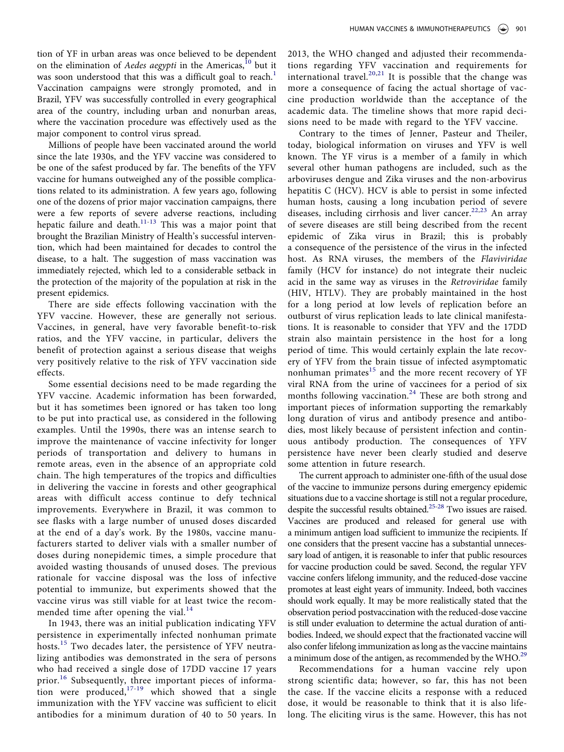tion of YF in urban areas was once believed to be dependent on the elimination of *Aedes aegypti* in the Americas,[10] but it was soon understood that this was a difficult goal to reach.[1] Vaccination campaigns were strongly promoted, and in Brazil, YFV was successfully controlled in every geographical area of the country, including urban and nonurban areas, where the vaccination procedure was effectively used as the major component to control virus spread.

Millions of people have been vaccinated around the world since the late 1930s, and the YFV vaccine was considered to be one of the safest produced by far. The benefits of the YFV vaccine for humans outweighed any of the possible complications related to its administration. A few years ago, following one of the dozens of prior major vaccination campaigns, there were a few reports of severe adverse reactions, including hepatic failure and death.[11-13] This was a major point that brought the Brazilian Ministry of Health's successful intervention, which had been maintained for decades to control the disease, to a halt. The suggestion of mass vaccination was immediately rejected, which led to a considerable setback in the protection of the majority of the population at risk in the present epidemics.

There are side effects following vaccination with the YFV vaccine. However, these are generally not serious. Vaccines, in general, have very favorable benefit-to-risk ratios, and the YFV vaccine, in particular, delivers the benefit of protection against a serious disease that weighs very positively relative to the risk of YFV vaccination side effects.

Some essential decisions need to be made regarding the YFV vaccine. Academic information has been forwarded, but it has sometimes been ignored or has taken too long to be put into practical use, as considered in the following examples. Until the 1990s, there was an intense search to improve the maintenance of vaccine infectivity for longer periods of transportation and delivery to humans in remote areas, even in the absence of an appropriate cold chain. The high temperatures of the tropics and difficulties in delivering the vaccine in forests and other geographical areas with difficult access continue to defy technical improvements. Everywhere in Brazil, it was common to see flasks with a large number of unused doses discarded at the end of a day's work. By the 1980s, vaccine manufacturers started to deliver vials with a smaller number of doses during nonepidemic times, a simple procedure that avoided wasting thousands of unused doses. The previous rationale for vaccine disposal was the loss of infective potential to immunize, but experiments showed that the vaccine virus was still viable for at least twice the recommended time after opening the vial.[14]

In 1943, there was an initial publication indicating YFV persistence in experimentally infected nonhuman primate hosts.[15] Two decades later, the persistence of YFV neutralizing antibodies was demonstrated in the sera of persons who had received a single dose of 17DD vaccine 17 years prior.[16] Subsequently, three important pieces of information were produced,[17-19] which showed that a single immunization with the YFV vaccine was sufficient to elicit antibodies for a minimum duration of 40 to 50 years. In 2013, the WHO changed and adjusted their recommendations regarding YFV vaccination and requirements for international travel.[20,21] It is possible that the change was more a consequence of facing the actual shortage of vaccine production worldwide than the acceptance of the academic data. The timeline shows that more rapid decisions need to be made with regard to the YFV vaccine.

Contrary to the times of Jenner, Pasteur and Theiler, today, biological information on viruses and YFV is well known. The YF virus is a member of a family in which several other human pathogens are included, such as the arboviruses dengue and Zika viruses and the non-arbovirus hepatitis C (HCV). HCV is able to persist in some infected human hosts, causing a long incubation period of severe diseases, including cirrhosis and liver cancer.[22,23] An array of severe diseases are still being described from the recent epidemic of Zika virus in Brazil; this is probably a consequence of the persistence of the virus in the infected host. As RNA viruses, the members of the *Flaviviridae* family (HCV for instance) do not integrate their nucleic acid in the same way as viruses in the *Retroviridae* family (HIV, HTLV). They are probably maintained in the host for a long period at low levels of replication before an outburst of virus replication leads to late clinical manifestations. It is reasonable to consider that YFV and the 17DD strain also maintain persistence in the host for a long period of time. This would certainly explain the late recovery of YFV from the brain tissue of infected asymptomatic nonhuman primates[15] and the more recent recovery of YF viral RNA from the urine of vaccinees for a period of six months following vaccination.[24] These are both strong and important pieces of information supporting the remarkably long duration of virus and antibody presence and antibodies, most likely because of persistent infection and continuous antibody production. The consequences of YFV persistence have never been clearly studied and deserve some attention in future research.

The current approach to administer one-fifth of the usual dose of the vaccine to immunize persons during emergency epidemic situations due to a vaccine shortage is still not a regular procedure, despite the successful results obtained.[25-28] Two issues are raised. Vaccines are produced and released for general use with a minimum antigen load sufficient to immunize the recipients. If one considers that the present vaccine has a substantial unnecessary load of antigen, it is reasonable to infer that public resources for vaccine production could be saved. Second, the regular YFV vaccine confers lifelong immunity, and the reduced-dose vaccine promotes at least eight years of immunity. Indeed, both vaccines should work equally. It may be more realistically stated that the observation period postvaccination with the reduced-dose vaccine is still under evaluation to determine the actual duration of antibodies. Indeed, we should expect that the fractionated vaccine will also confer lifelong immunization as long as the vaccine maintains a minimum dose of the antigen, as recommended by the WHO.[29]

Recommendations for a human vaccine rely upon strong scientific data; however, so far, this has not been the case. If the vaccine elicits a response with a reduced dose, it would be reasonable to think that it is also lifelong. The eliciting virus is the same. However, this has not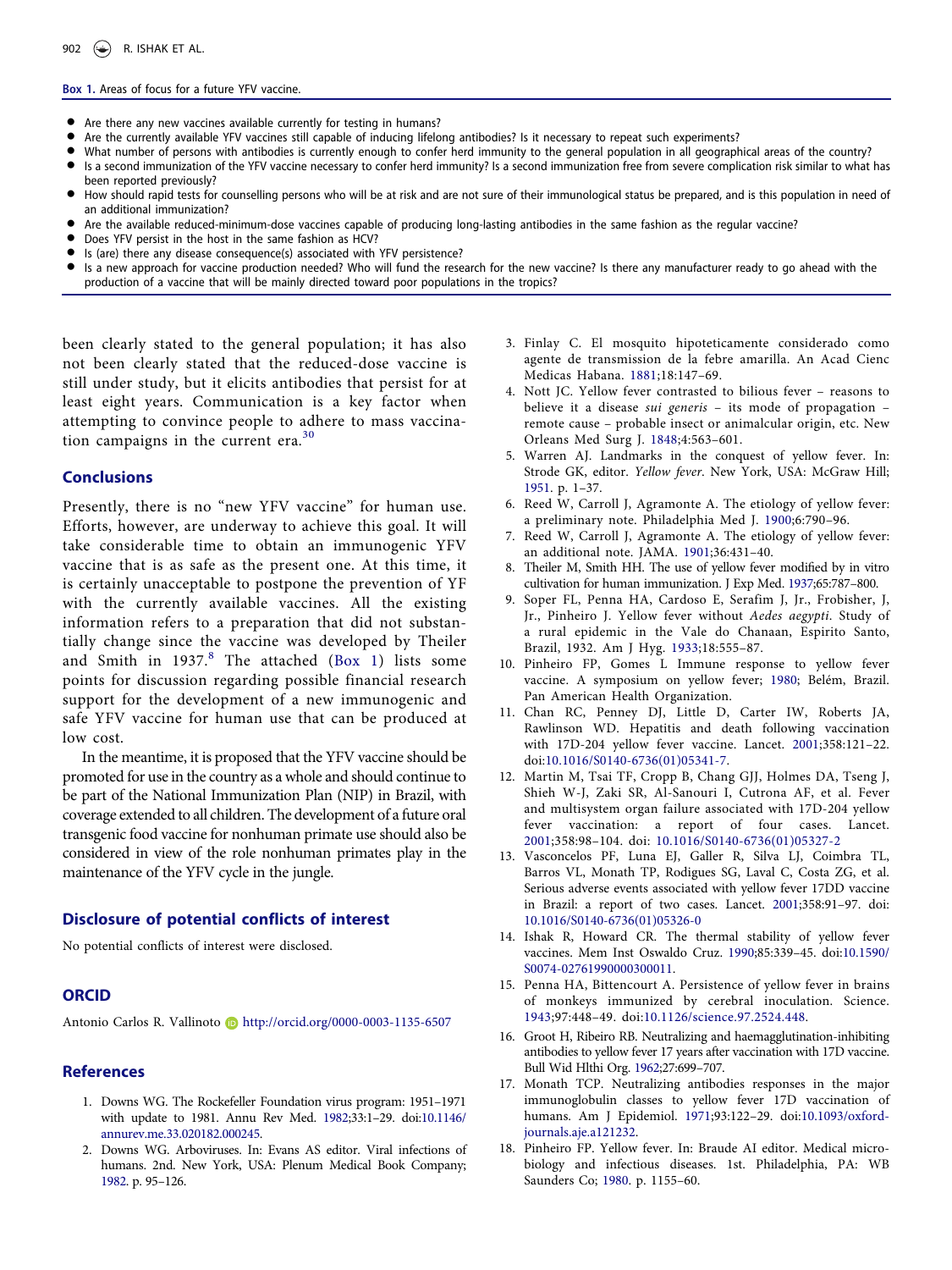**Box 1.** Areas of focus for a future YFV vaccine.

- Are there any new vaccines available currently for testing in humans?
- Are the currently available YFV vaccines still capable of inducing lifelong antibodies? Is it necessary to repeat such experiments?
- What number of persons with antibodies is currently enough to confer herd immunity to the general population in all geographical areas of the country?
- Is a second immunization of the YFV vaccine necessary to confer herd immunity? Is a second immunization free from severe complication risk similar to what has been reported previously?
- How should rapid tests for counselling persons who will be at risk and are not sure of their immunological status be prepared, and is this population in need of an additional immunization?
- Are the available reduced-minimum-dose vaccines capable of producing long-lasting antibodies in the same fashion as the regular vaccine?
- Does YFV persist in the host in the same fashion as HCV?
- Is (are) there any disease consequence(s) associated with YFV persistence?
- Is a new approach for vaccine production needed? Who will fund the research for the new vaccine? Is there any manufacturer ready to go ahead with the production of a vaccine that will be mainly directed toward poor populations in the tropics?

been clearly stated to the general population; it has also not been clearly stated that the reduced-dose vaccine is still under study, but it elicits antibodies that persist for at least eight years. Communication is a key factor when attempting to convince people to adhere to mass vaccination campaigns in the current era.[30]

## Conclusions

Presently, there is no "new YFV vaccine" for human use. Efforts, however, are underway to achieve this goal. It will take considerable time to obtain an immunogenic YFV vaccine that is as safe as the present one. At this time, it is certainly unacceptable to postpone the prevention of YF with the currently available vaccines. All the existing information refers to a preparation that did not substantially change since the vaccine was developed by Theiler and Smith in 1937.[8] The attached (Box 1) lists some points for discussion regarding possible financial research support for the development of a new immunogenic and safe YFV vaccine for human use that can be produced at low cost.

In the meantime, it is proposed that the YFV vaccine should be promoted for use in the country as a whole and should continue to be part of the National Immunization Plan (NIP) in Brazil, with coverage extended to all children. The development of a future oral transgenic food vaccine for nonhuman primate use should also be considered in view of the role nonhuman primates play in the maintenance of the YFV cycle in the jungle.

## Disclosure of potential conflicts of interest

No potential conflicts of interest were disclosed.

## ORCID

Antonio Carlos R. Vallinoto http://orcid.org/0000-0003-1135-6507

## References

1. Downs WG. The Rockefeller Foundation virus program: 1951–1971 with update to 1981. Annu Rev Med. 1982;33:1–29. doi:10.1146/annurev.me.33.020182.000245.
2. Downs WG. Arboviruses. In: Evans AS editor. Viral infections of humans. 2nd. New York, USA: Plenum Medical Book Company; 1982. p. 95–126.
3. Finlay C. El mosquito hipoteticamente considerado como agente de transmission de la febre amarilla. An Acad Cienc Medicas Habana. 1881;18:147–69.
4. Nott JC. Yellow fever contrasted to bilious fever – reasons to believe it a disease *sui generis* – its mode of propagation – remote cause – probable insect or animalcular origin, etc. New Orleans Med Surg J. 1848;4:563–601.
5. Warren AJ. Landmarks in the conquest of yellow fever. In: Strode GK, editor. *Yellow fever*. New York, USA: McGraw Hill; 1951. p. 1–37.
6. Reed W, Carroll J, Agramonte A. The etiology of yellow fever: a preliminary note. Philadelphia Med J. 1900;6:790–96.
7. Reed W, Carroll J, Agramonte A. The etiology of yellow fever: an additional note. JAMA. 1901;36:431–40.
8. Theiler M, Smith HH. The use of yellow fever modified by in vitro cultivation for human immunization. J Exp Med. 1937;65:787–800.
9. Soper FL, Penna HA, Cardoso E, Serafim J, Jr., Frobisher, J, Jr., Pinheiro J. Yellow fever without *Aedes aegypti*. Study of a rural epidemic in the Vale do Chanaan, Espirito Santo, Brazil, 1932. Am J Hyg. 1933;18:555–87.
10. Pinheiro FP, Gomes L Immune response to yellow fever vaccine. A symposium on yellow fever; 1980; Belém, Brazil. Pan American Health Organization.
11. Chan RC, Penney DJ, Little D, Carter IW, Roberts JA, Rawlinson WD. Hepatitis and death following vaccination with 17D-204 yellow fever vaccine. Lancet. 2001;358:121–22. doi:10.1016/S0140-6736(01)05341-7.
12. Martin M, Tsai TF, Cropp B, Chang GJJ, Holmes DA, Tseng J, Shieh W-J, Zaki SR, Al-Sanouri I, Cutrona AF, et al. Fever and multisystem organ failure associated with 17D-204 yellow fever vaccination: a report of four cases. Lancet. 2001;358:98–104. doi: 10.1016/S0140-6736(01)05327-2
13. Vasconcelos PF, Luna EJ, Galler R, Silva LJ, Coimbra TL, Barros VL, Monath TP, Rodigues SG, Laval C, Costa ZG, et al. Serious adverse events associated with yellow fever 17DD vaccine in Brazil: a report of two cases. Lancet. 2001;358:91–97. doi: 10.1016/S0140-6736(01)05326-0
14. Ishak R, Howard CR. The thermal stability of yellow fever vaccines. Mem Inst Oswaldo Cruz. 1990;85:339–45. doi:10.1590/S0074-02761990000300011.
15. Penna HA, Bittencourt A. Persistence of yellow fever in brains of monkeys immunized by cerebral inoculation. Science. 1943;97:448–49. doi:10.1126/science.97.2524.448.
16. Groot H, Ribeiro RB. Neutralizing and haemagglutination-inhibiting antibodies to yellow fever 17 years after vaccination with 17D vaccine. Bull Wid Hlthi Org. 1962;27:699–707.
17. Monath TCP. Neutralizing antibodies responses in the major immunoglobulin classes to yellow fever 17D vaccination of humans. Am J Epidemiol. 1971;93:122–29. doi:10.1093/oxfordjournals.aje.a121232.
18. Pinheiro FP. Yellow fever. In: Braude AI editor. Medical microbiology and infectious diseases. 1st. Philadelphia, PA: WB Saunders Co; 1980. p. 1155–60.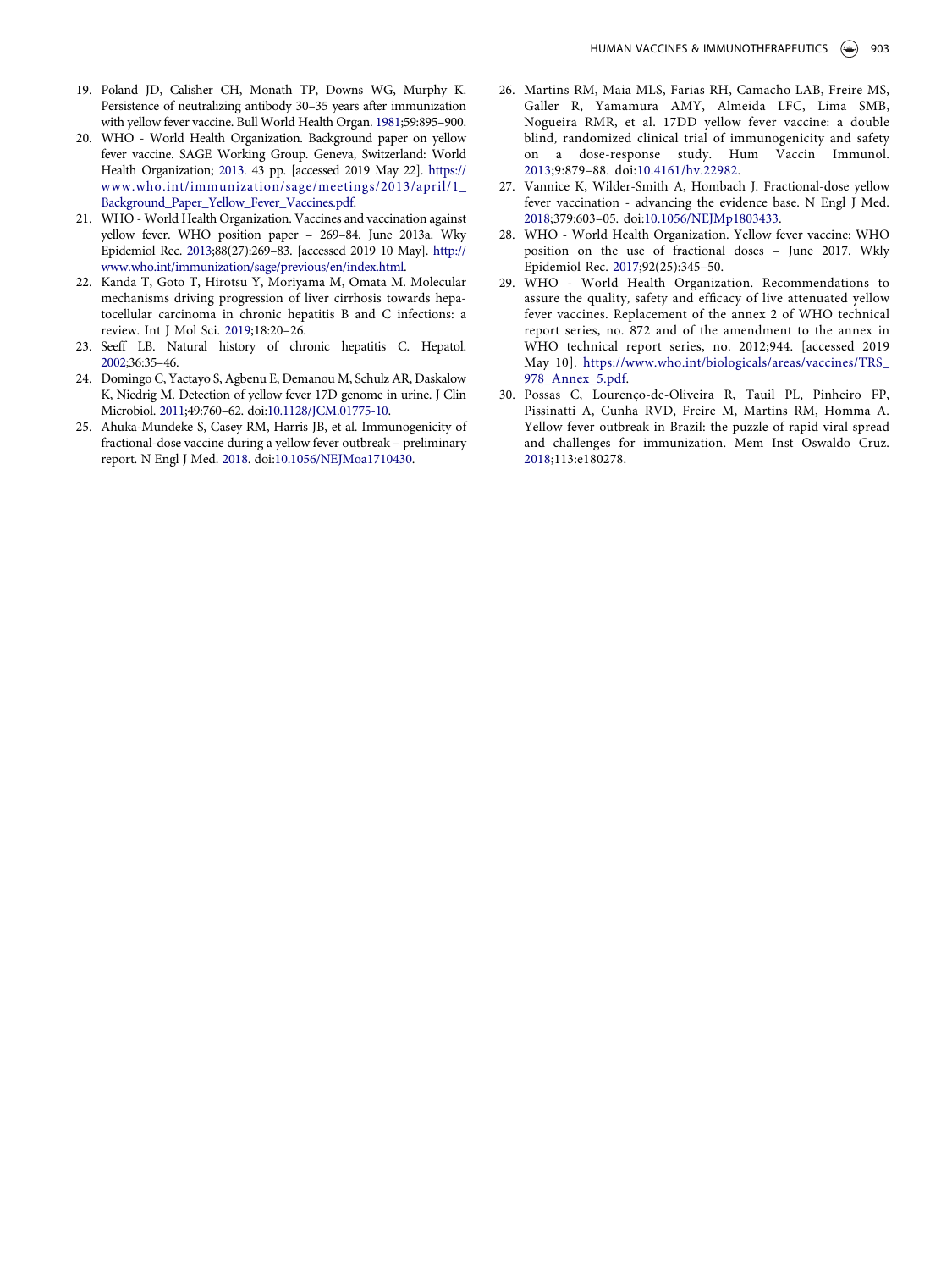19. Poland JD, Calisher CH, Monath TP, Downs WG, Murphy K. Persistence of neutralizing antibody 30–35 years after immunization with yellow fever vaccine. Bull World Health Organ. 1981;59:895–900.
20. WHO - World Health Organization. Background paper on yellow fever vaccine. SAGE Working Group. Geneva, Switzerland: World Health Organization; 2013. 43 pp. [accessed 2019 May 22]. https://www.who.int/immunization/sage/meetings/2013/april/1_Background_Paper_Yellow_Fever_Vaccines.pdf.
21. WHO - World Health Organization. Vaccines and vaccination against yellow fever. WHO position paper – 269–84. June 2013a. Wky Epidemiol Rec. 2013;88(27):269–83. [accessed 2019 10 May]. http://www.who.int/immunization/sage/previous/en/index.html.
22. Kanda T, Goto T, Hirotsu Y, Moriyama M, Omata M. Molecular mechanisms driving progression of liver cirrhosis towards hepatocellular carcinoma in chronic hepatitis B and C infections: a review. Int J Mol Sci. 2019;18:20–26.
23. Seeff LB. Natural history of chronic hepatitis C. Hepatol. 2002;36:35–46.
24. Domingo C, Yactayo S, Agbenu E, Demanou M, Schulz AR, Daskalow K, Niedrig M. Detection of yellow fever 17D genome in urine. J Clin Microbiol. 2011;49:760–62. doi:10.1128/JCM.01775-10.
25. Ahuka-Mundeke S, Casey RM, Harris JB, et al. Immunogenicity of fractional-dose vaccine during a yellow fever outbreak – preliminary report. N Engl J Med. 2018. doi:10.1056/NEJMoa1710430.
26. Martins RM, Maia MLS, Farias RH, Camacho LAB, Freire MS, Galler R, Yamamura AMY, Almeida LFC, Lima SMB, Nogueira RMR, et al. 17DD yellow fever vaccine: a double blind, randomized clinical trial of immunogenicity and safety on a dose-response study. Hum Vaccin Immunol. 2013;9:879–88. doi:10.4161/hv.22982.
27. Vannice K, Wilder-Smith A, Hombach J. Fractional-dose yellow fever vaccination - advancing the evidence base. N Engl J Med. 2018;379:603–05. doi:10.1056/NEJMp1803433.
28. WHO - World Health Organization. Yellow fever vaccine: WHO position on the use of fractional doses – June 2017. Wkly Epidemiol Rec. 2017;92(25):345–50.
29. WHO - World Health Organization. Recommendations to assure the quality, safety and efficacy of live attenuated yellow fever vaccines. Replacement of the annex 2 of WHO technical report series, no. 872 and of the amendment to the annex in WHO technical report series, no. 2012;944. [accessed 2019 May 10]. https://www.who.int/biologicals/areas/vaccines/TRS_978_Annex_5.pdf.
30. Possas C, Lourenço-de-Oliveira R, Tauil PL, Pinheiro FP, Pissinatti A, Cunha RVD, Freire M, Martins RM, Homma A. Yellow fever outbreak in Brazil: the puzzle of rapid viral spread and challenges for immunization. Mem Inst Oswaldo Cruz. 2018;113:e180278.